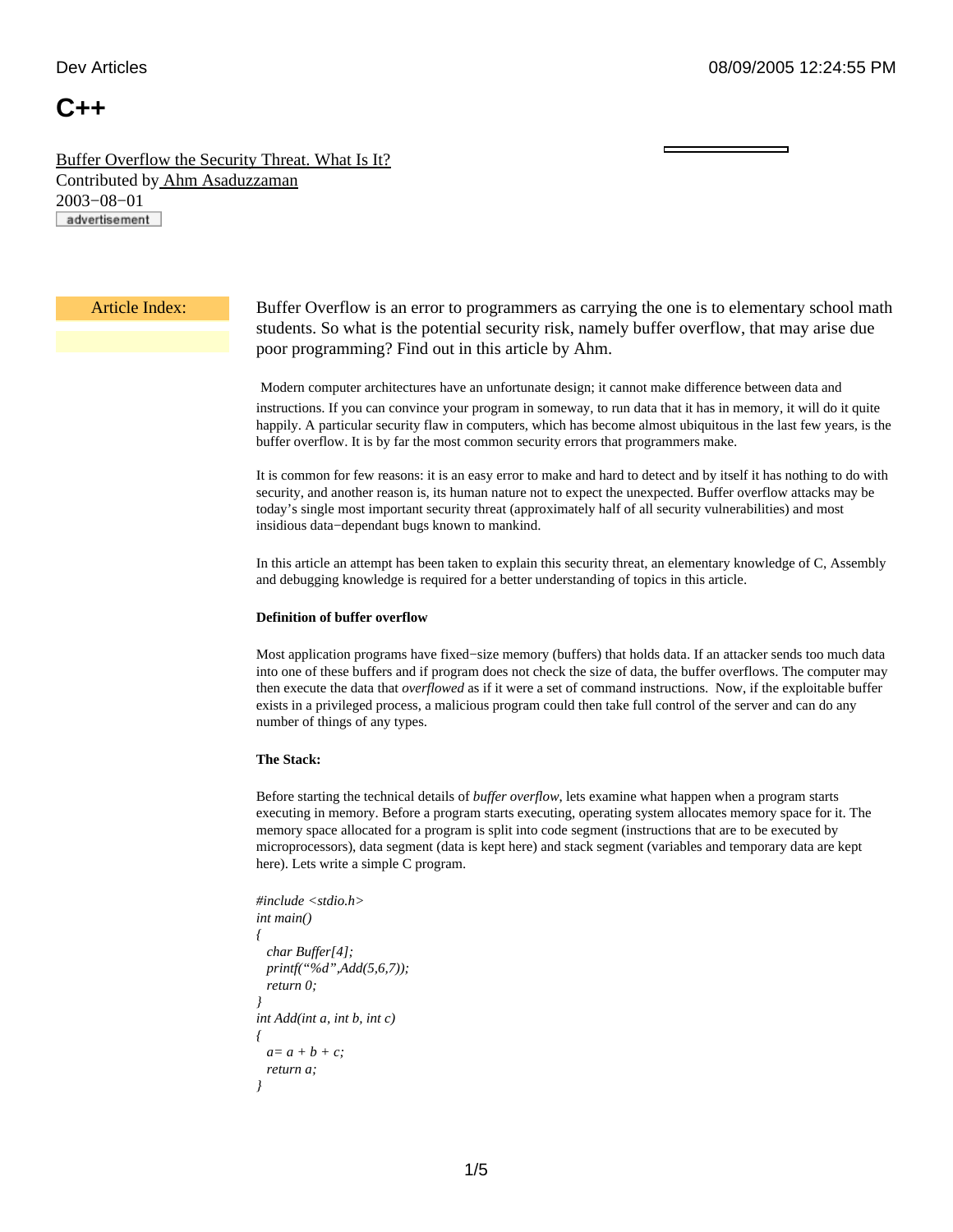# C++

Buffer Overflow the Security Threat. What Is It?
Contributed by Ahm Asaduzzaman
2003−08−01

advertisement

Article Index:

Buffer Overflow is an error to programmers as carrying the one is to elementary school math students. So what is the potential security risk, namely buffer overflow, that may arise due poor programming? Find out in this article by Ahm.

Modern computer architectures have an unfortunate design; it cannot make difference between data and instructions. If you can convince your program in someway, to run data that it has in memory, it will do it quite happily. A particular security flaw in computers, which has become almost ubiquitous in the last few years, is the buffer overflow. It is by far the most common security errors that programmers make.

It is common for few reasons: it is an easy error to make and hard to detect and by itself it has nothing to do with security, and another reason is, its human nature not to expect the unexpected. Buffer overflow attacks may be today's single most important security threat (approximately half of all security vulnerabilities) and most insidious data−dependant bugs known to mankind.

In this article an attempt has been taken to explain this security threat, an elementary knowledge of C, Assembly and debugging knowledge is required for a better understanding of topics in this article.

**Definition of buffer overflow**

Most application programs have fixed−size memory (buffers) that holds data. If an attacker sends too much data into one of these buffers and if program does not check the size of data, the buffer overflows. The computer may then execute the data that *overflowed* as if it were a set of command instructions. Now, if the exploitable buffer exists in a privileged process, a malicious program could then take full control of the server and can do any number of things of any types.

**The Stack:**

Before starting the technical details of *buffer overflow*, lets examine what happen when a program starts executing in memory. Before a program starts executing, operating system allocates memory space for it. The memory space allocated for a program is split into code segment (instructions that are to be executed by microprocessors), data segment (data is kept here) and stack segment (variables and temporary data are kept here). Lets write a simple C program.

```
#include <stdio.h>
int main()
{
  char Buffer[4];
  printf("%d",Add(5,6,7));
  return 0;
}
int Add(int a, int b, int c)
{
  a= a + b + c;
  return a;
}
```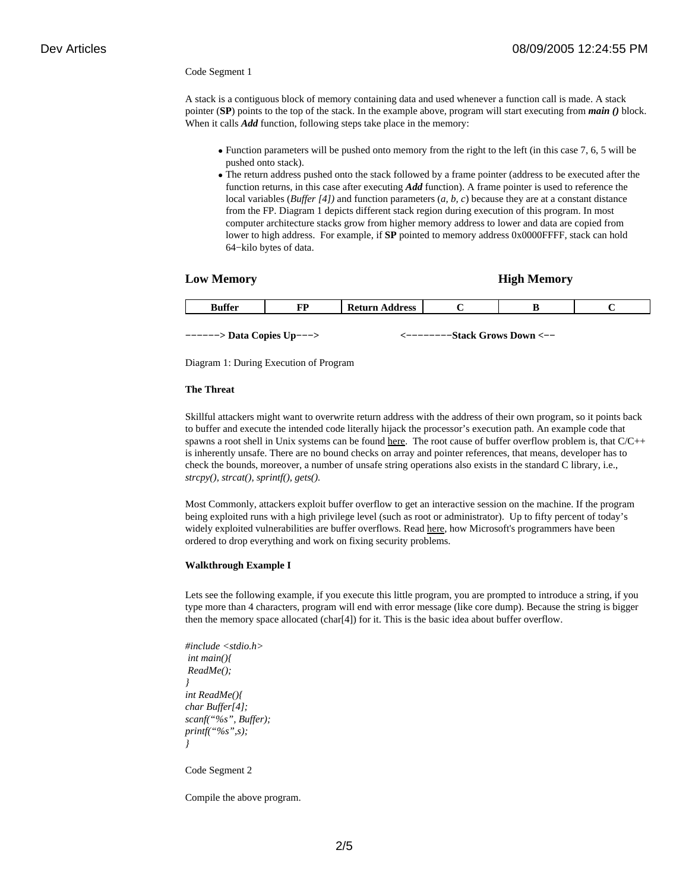Code Segment 1

A stack is a contiguous block of memory containing data and used whenever a function call is made. A stack pointer (**SP**) points to the top of the stack. In the example above, program will start executing from ***main ()*** block. When it calls ***Add*** function, following steps take place in the memory:

- Function parameters will be pushed onto memory from the right to the left (in this case 7, 6, 5 will be pushed onto stack).
- The return address pushed onto the stack followed by a frame pointer (address to be executed after the function returns, in this case after executing ***Add*** function). A frame pointer is used to reference the local variables (*Buffer [4])* and function parameters (*a, b, c*) because they are at a constant distance from the FP. Diagram 1 depicts different stack region during execution of this program. In most computer architecture stacks grow from higher memory address to lower and data are copied from lower to high address. For example, if **SP** pointed to memory address 0x0000FFFF, stack can hold 64−kilo bytes of data.

**Low Memory** **High Memory**

| Buffer | FP | Return Address | C | B | C |
|---|---|---|---|---|---|

−−−−−−> **Data Copies Up**−−−> <−−−−−−−−**Stack Grows Down** <−−

Diagram 1: During Execution of Program

**The Threat**

Skillful attackers might want to overwrite return address with the address of their own program, so it points back to buffer and execute the intended code literally hijack the processor's execution path. An example code that spawns a root shell in Unix systems can be found here. The root cause of buffer overflow problem is, that C/C++ is inherently unsafe. There are no bound checks on array and pointer references, that means, developer has to check the bounds, moreover, a number of unsafe string operations also exists in the standard C library, i.e., *strcpy(), strcat(), sprintf(), gets().*

Most Commonly, attackers exploit buffer overflow to get an interactive session on the machine. If the program being exploited runs with a high privilege level (such as root or administrator). Up to fifty percent of today's widely exploited vulnerabilities are buffer overflows. Read here, how Microsoft's programmers have been ordered to drop everything and work on fixing security problems.

**Walkthrough Example I**

Lets see the following example, if you execute this little program, you are prompted to introduce a string, if you type more than 4 characters, program will end with error message (like core dump). Because the string is bigger then the memory space allocated (char[4]) for it. This is the basic idea about buffer overflow.

```
#include <stdio.h>
 int main(){
 ReadMe();
}
int ReadMe(){
char Buffer[4];
scanf(“%s”, Buffer);
printf(“%s”,s);
}
```

Code Segment 2

Compile the above program.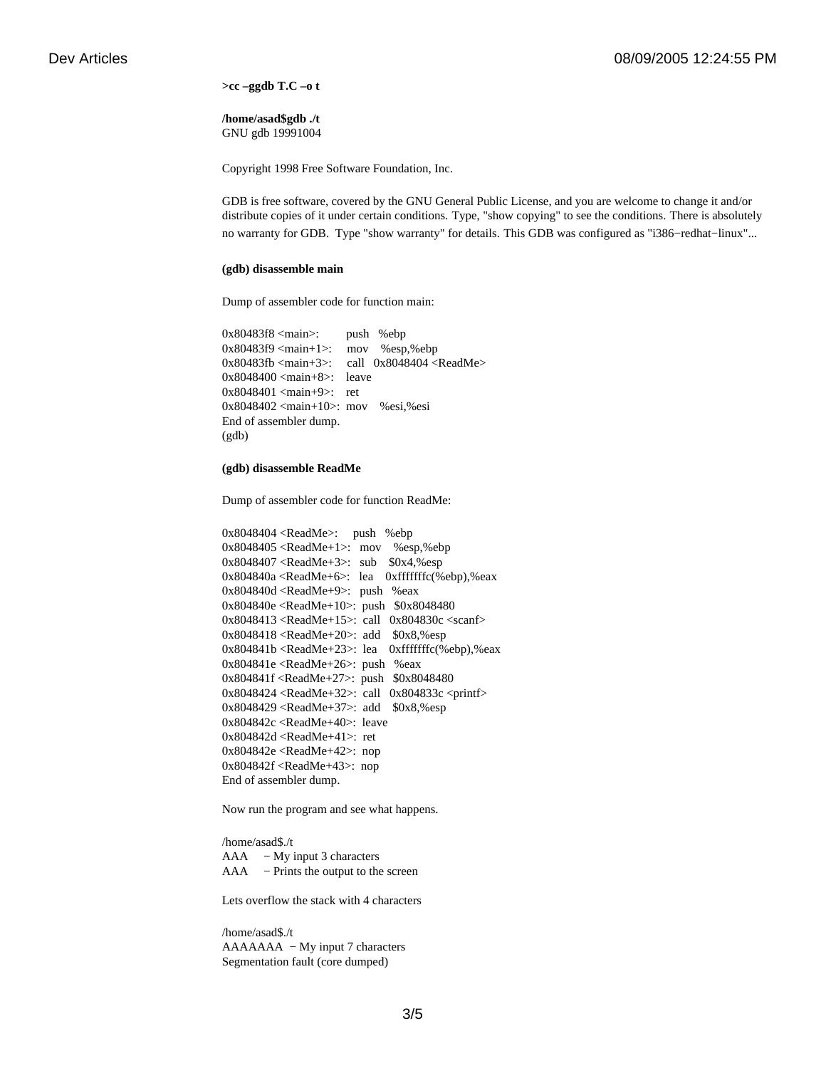**>cc –ggdb T.C –o t**

**/home/asad$gdb ./t**
GNU gdb 19991004

Copyright 1998 Free Software Foundation, Inc.

GDB is free software, covered by the GNU General Public License, and you are welcome to change it and/or distribute copies of it under certain conditions. Type, "show copying" to see the conditions. There is absolutely no warranty for GDB. Type "show warranty" for details. This GDB was configured as "i386−redhat−linux"...

**(gdb) disassemble main**

Dump of assembler code for function main:

```
0x80483f8 <main>:       push   %ebp
0x80483f9 <main+1>:     mov    %esp,%ebp
0x80483fb <main+3>:     call   0x8048404 <ReadMe>
0x8048400 <main+8>:     leave
0x8048401 <main+9>:     ret
0x8048402 <main+10>:    mov    %esi,%esi
End of assembler dump.
(gdb)
```

**(gdb) disassemble ReadMe**

Dump of assembler code for function ReadMe:

```
0x8048404 <ReadMe>:     push   %ebp
0x8048405 <ReadMe+1>:   mov    %esp,%ebp
0x8048407 <ReadMe+3>:   sub    $0x4,%esp
0x804840a <ReadMe+6>:   lea    0xfffffffc(%ebp),%eax
0x804840d <ReadMe+9>:   push   %eax
0x804840e <ReadMe+10>:  push   $0x8048480
0x8048413 <ReadMe+15>:  call   0x804830c <scanf>
0x8048418 <ReadMe+20>:  add    $0x8,%esp
0x804841b <ReadMe+23>:  lea    0xfffffffc(%ebp),%eax
0x804841e <ReadMe+26>:  push   %eax
0x804841f <ReadMe+27>:  push   $0x8048480
0x8048424 <ReadMe+32>:  call   0x804833c <printf>
0x8048429 <ReadMe+37>:  add    $0x8,%esp
0x804842c <ReadMe+40>:  leave
0x804842d <ReadMe+41>:  ret
0x804842e <ReadMe+42>:  nop
0x804842f <ReadMe+43>:  nop
End of assembler dump.
```

Now run the program and see what happens.

```
/home/asad$./t
AAA    − My input 3 characters
AAA    − Prints the output to the screen
```

Lets overflow the stack with 4 characters

```
/home/asad$./t
AAAAAAA  − My input 7 characters
Segmentation fault (core dumped)
```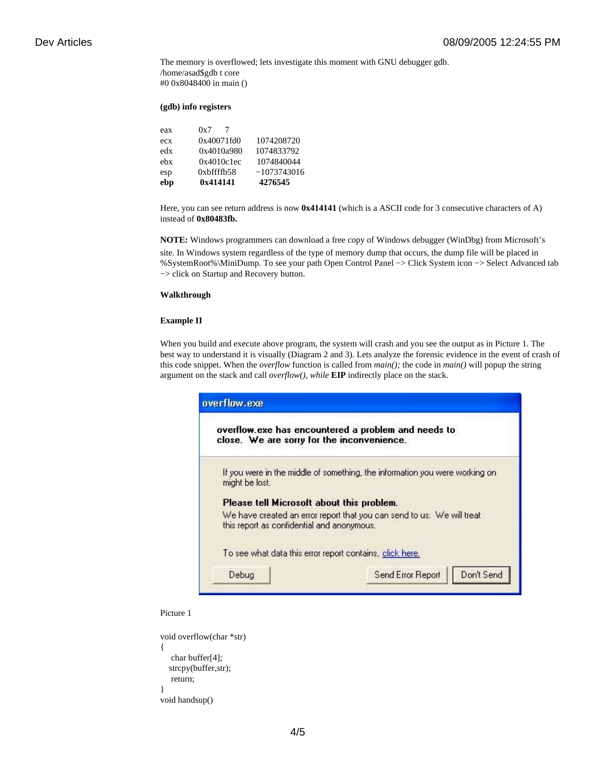The memory is overflowed; lets investigate this moment with GNU debugger gdb.
/home/asad$gdb t core
#0 0x8048400 in main ()

**(gdb) info registers**

```
eax     0x7         7
ecx     0x40071fd0  1074208720
edx     0x4010a980  1074833792
ebx     0x4010c1ec  1074840044
esp     0xbffffb58  -1073743016
ebp     0x414141    4276545
```

Here, you can see return address is now **0x414141** (which is a ASCII code for 3 consecutive characters of A) instead of **0x80483fb.**

**NOTE:** Windows programmers can download a free copy of Windows debugger (WinDbg) from Microsoft's site. In Windows system regardless of the type of memory dump that occurs, the dump file will be placed in %SystemRoot%\MiniDump. To see your path Open Control Panel −> Click System icon −> Select Advanced tab −> click on Startup and Recovery button.

**Walkthrough**

**Example II**

When you build and execute above program, the system will crash and you see the output as in Picture 1. The best way to understand it is visually (Diagram 2 and 3). Lets analyze the forensic evidence in the event of crash of this code snippet. When the *overflow* function is called from *main();* the code in *main()* will popup the string argument on the stack and call *overflow(), while* **EIP** indirectly place on the stack.

Picture 1

```
void overflow(char *str)
{
    char buffer[4];
   strcpy(buffer,str);
    return;
}
void handsup()
```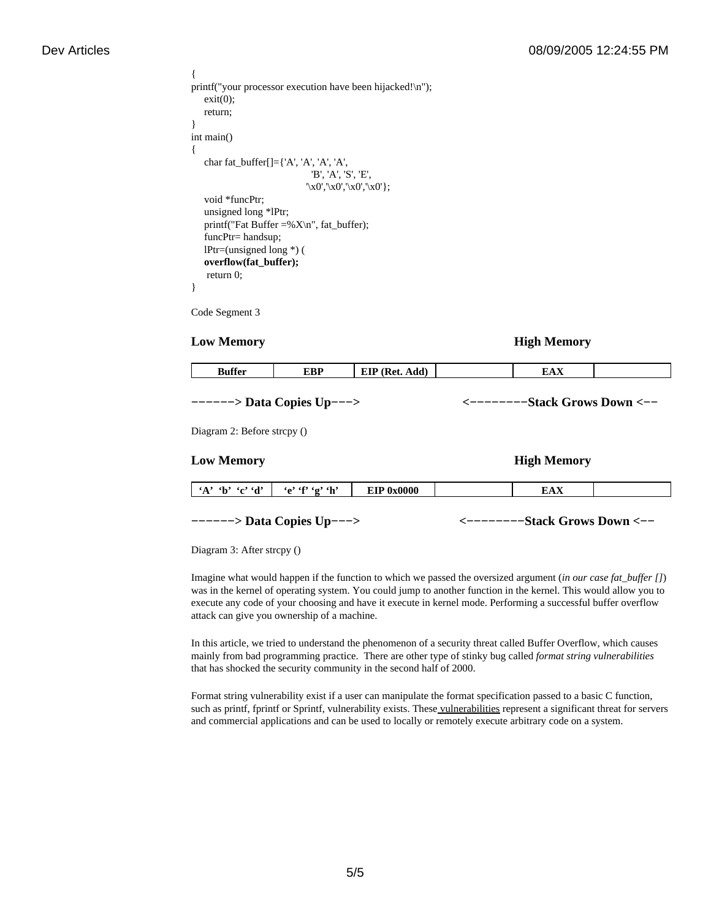```
{
printf("your processor execution have been hijacked!\n");
    exit(0);
    return;
}
int main()
{
    char fat_buffer[]={'A', 'A', 'A', 'A',
                                'B', 'A', 'S', 'E',
                               '\x0','\x0','\x0','\x0'};
    void *funcPtr;
    unsigned long *lPtr;
    printf("Fat Buffer =%X\n", fat_buffer);
    funcPtr= handsup;
    lPtr=(unsigned long *) (
    overflow(fat_buffer);
     return 0;
}
```

Code Segment 3

**Low Memory** **High Memory**

| Buffer | EBP | EIP (Ret. Add) | | EAX | |
|---|---|---|---|---|---|

**------> Data Copies Up---> <--------Stack Grows Down <--**

Diagram 2: Before strcpy ()

**Low Memory** **High Memory**

| 'A' 'b' 'c' 'd' | 'e' 'f' 'g' 'h' | EIP 0x0000 | | EAX | |
|---|---|---|---|---|---|

**------> Data Copies Up---> <--------Stack Grows Down <--**

Diagram 3: After strcpy ()

Imagine what would happen if the function to which we passed the oversized argument (*in our case fat_buffer []*) was in the kernel of operating system. You could jump to another function in the kernel. This would allow you to execute any code of your choosing and have it execute in kernel mode. Performing a successful buffer overflow attack can give you ownership of a machine.

In this article, we tried to understand the phenomenon of a security threat called Buffer Overflow, which causes mainly from bad programming practice. There are other type of stinky bug called *format string vulnerabilities* that has shocked the security community in the second half of 2000.

Format string vulnerability exist if a user can manipulate the format specification passed to a basic C function, such as printf, fprintf or Sprintf, vulnerability exists. These vulnerabilities represent a significant threat for servers and commercial applications and can be used to locally or remotely execute arbitrary code on a system.